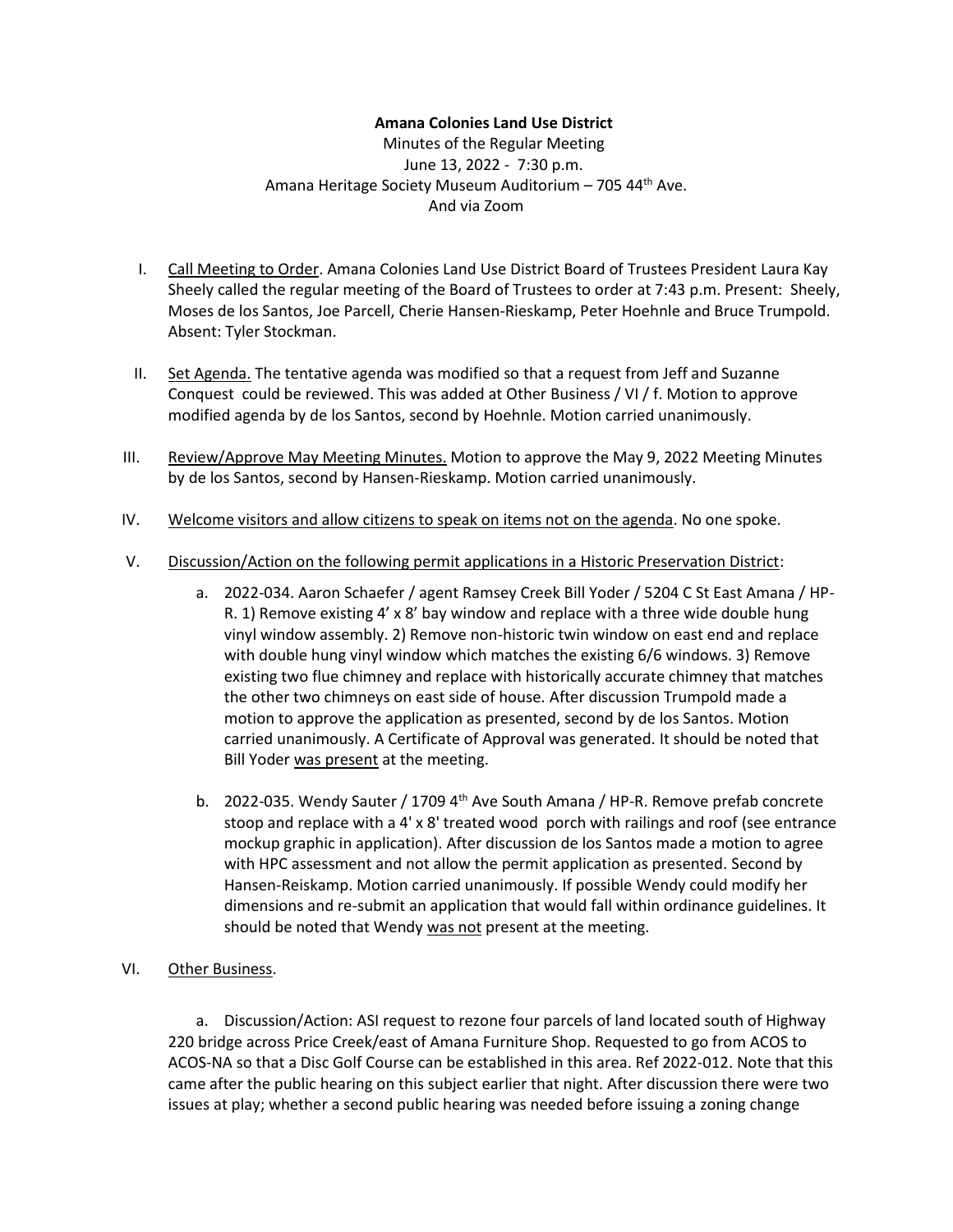**Amana Colonies Land Use District**

Minutes of the Regular Meeting

June 13, 2022 - 7:30 p.m.

Amana Heritage Society Museum Auditorium – 705 44th Ave.

And via Zoom

I. Call Meeting to Order. Amana Colonies Land Use District Board of Trustees President Laura Kay Sheely called the regular meeting of the Board of Trustees to order at 7:43 p.m. Present: Sheely, Moses de los Santos, Joe Parcell, Cherie Hansen-Rieskamp, Peter Hoehnle and Bruce Trumpold. Absent: Tyler Stockman.

II. Set Agenda. The tentative agenda was modified so that a request from Jeff and Suzanne Conquest could be reviewed. This was added at Other Business / VI / f. Motion to approve modified agenda by de los Santos, second by Hoehnle. Motion carried unanimously.

III. Review/Approve May Meeting Minutes. Motion to approve the May 9, 2022 Meeting Minutes by de los Santos, second by Hansen-Rieskamp. Motion carried unanimously.

IV. Welcome visitors and allow citizens to speak on items not on the agenda. No one spoke.

V. Discussion/Action on the following permit applications in a Historic Preservation District:

   a. 2022-034. Aaron Schaefer / agent Ramsey Creek Bill Yoder / 5204 C St East Amana / HP-R. 1) Remove existing 4' x 8' bay window and replace with a three wide double hung vinyl window assembly. 2) Remove non-historic twin window on east end and replace with double hung vinyl window which matches the existing 6/6 windows. 3) Remove existing two flue chimney and replace with historically accurate chimney that matches the other two chimneys on east side of house. After discussion Trumpold made a motion to approve the application as presented, second by de los Santos. Motion carried unanimously. A Certificate of Approval was generated. It should be noted that Bill Yoder was present at the meeting.

   b. 2022-035. Wendy Sauter / 1709 4th Ave South Amana / HP-R. Remove prefab concrete stoop and replace with a 4' x 8' treated wood porch with railings and roof (see entrance mockup graphic in application). After discussion de los Santos made a motion to agree with HPC assessment and not allow the permit application as presented. Second by Hansen-Reiskamp. Motion carried unanimously. If possible Wendy could modify her dimensions and re-submit an application that would fall within ordinance guidelines. It should be noted that Wendy was not present at the meeting.

VI. Other Business.

   a. Discussion/Action: ASI request to rezone four parcels of land located south of Highway 220 bridge across Price Creek/east of Amana Furniture Shop. Requested to go from ACOS to ACOS-NA so that a Disc Golf Course can be established in this area. Ref 2022-012. Note that this came after the public hearing on this subject earlier that night. After discussion there were two issues at play; whether a second public hearing was needed before issuing a zoning change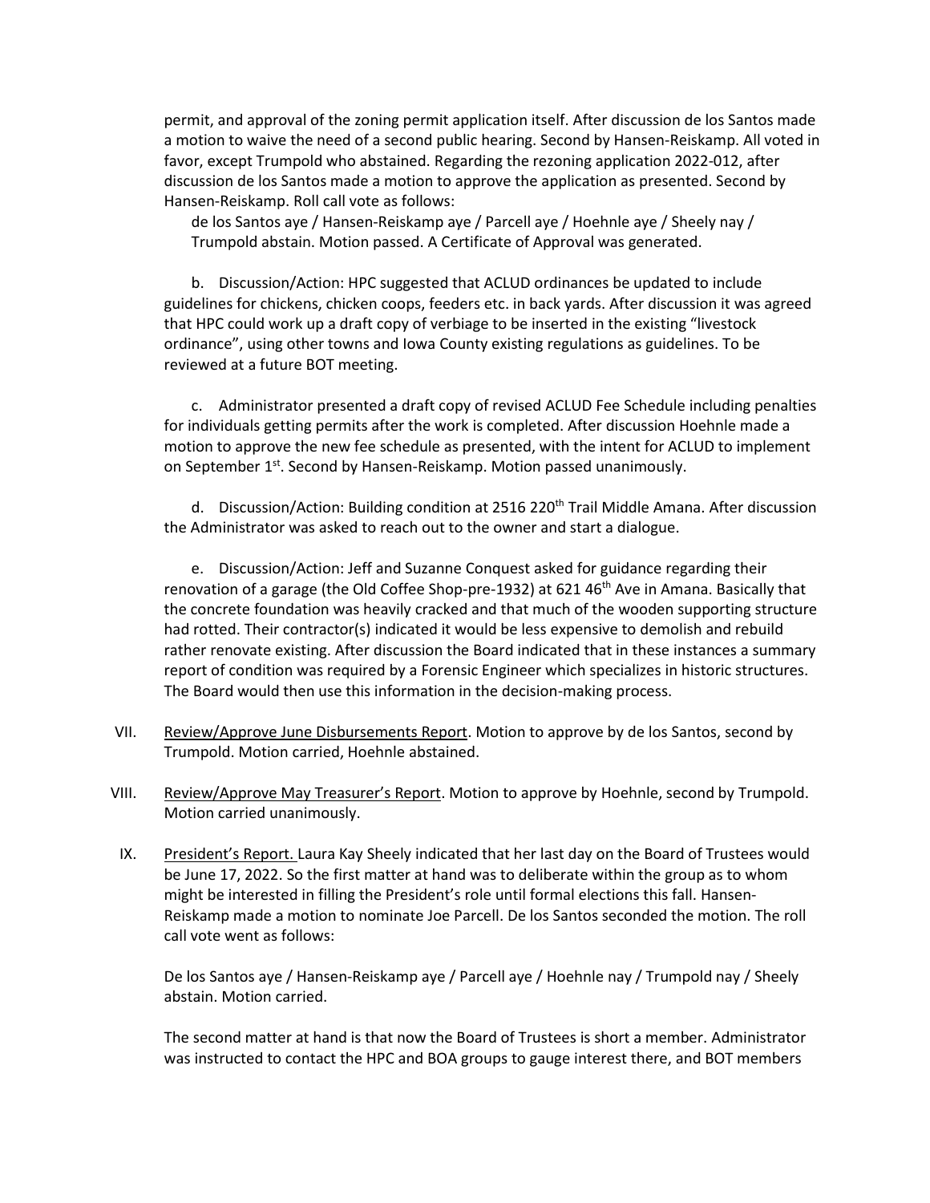permit, and approval of the zoning permit application itself. After discussion de los Santos made a motion to waive the need of a second public hearing. Second by Hansen-Reiskamp. All voted in favor, except Trumpold who abstained. Regarding the rezoning application 2022-012, after discussion de los Santos made a motion to approve the application as presented. Second by Hansen-Reiskamp. Roll call vote as follows:

de los Santos aye / Hansen-Reiskamp aye / Parcell aye / Hoehnle aye / Sheely nay / Trumpold abstain. Motion passed. A Certificate of Approval was generated.

b. Discussion/Action: HPC suggested that ACLUD ordinances be updated to include guidelines for chickens, chicken coops, feeders etc. in back yards. After discussion it was agreed that HPC could work up a draft copy of verbiage to be inserted in the existing "livestock ordinance", using other towns and Iowa County existing regulations as guidelines. To be reviewed at a future BOT meeting.

c. Administrator presented a draft copy of revised ACLUD Fee Schedule including penalties for individuals getting permits after the work is completed. After discussion Hoehnle made a motion to approve the new fee schedule as presented, with the intent for ACLUD to implement on September 1st. Second by Hansen-Reiskamp. Motion passed unanimously.

d. Discussion/Action: Building condition at 2516 220th Trail Middle Amana. After discussion the Administrator was asked to reach out to the owner and start a dialogue.

e. Discussion/Action: Jeff and Suzanne Conquest asked for guidance regarding their renovation of a garage (the Old Coffee Shop-pre-1932) at 621 46th Ave in Amana. Basically that the concrete foundation was heavily cracked and that much of the wooden supporting structure had rotted. Their contractor(s) indicated it would be less expensive to demolish and rebuild rather renovate existing. After discussion the Board indicated that in these instances a summary report of condition was required by a Forensic Engineer which specializes in historic structures. The Board would then use this information in the decision-making process.

VII. Review/Approve June Disbursements Report. Motion to approve by de los Santos, second by Trumpold. Motion carried, Hoehnle abstained.

VIII. Review/Approve May Treasurer's Report. Motion to approve by Hoehnle, second by Trumpold. Motion carried unanimously.

IX. President's Report. Laura Kay Sheely indicated that her last day on the Board of Trustees would be June 17, 2022. So the first matter at hand was to deliberate within the group as to whom might be interested in filling the President's role until formal elections this fall. Hansen-Reiskamp made a motion to nominate Joe Parcell. De los Santos seconded the motion. The roll call vote went as follows:

De los Santos aye / Hansen-Reiskamp aye / Parcell aye / Hoehnle nay / Trumpold nay / Sheely abstain. Motion carried.

The second matter at hand is that now the Board of Trustees is short a member. Administrator was instructed to contact the HPC and BOA groups to gauge interest there, and BOT members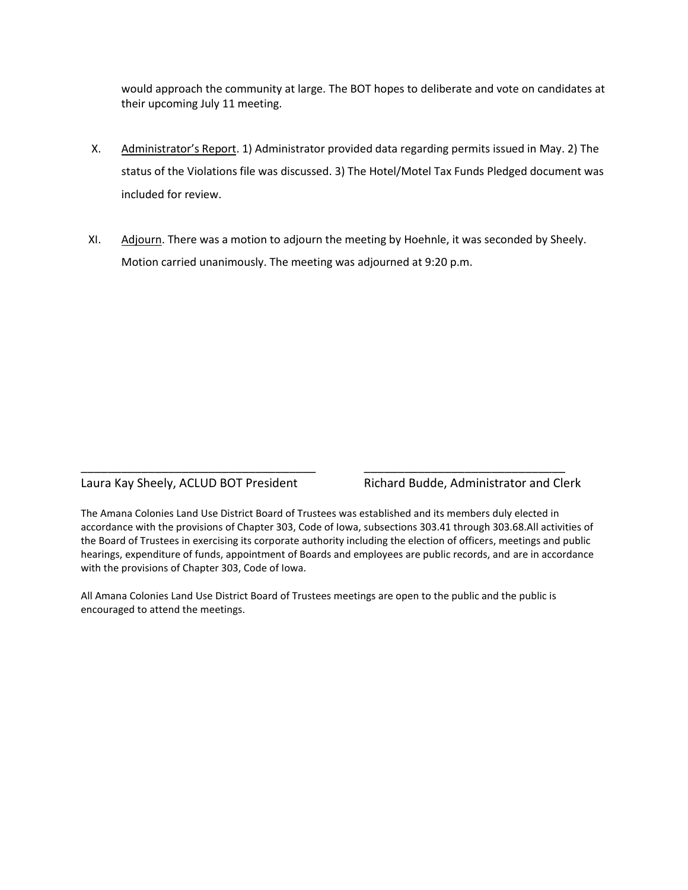would approach the community at large. The BOT hopes to deliberate and vote on candidates at their upcoming July 11 meeting.

X. Administrator's Report. 1) Administrator provided data regarding permits issued in May. 2) The status of the Violations file was discussed. 3) The Hotel/Motel Tax Funds Pledged document was included for review.

XI. Adjourn. There was a motion to adjourn the meeting by Hoehnle, it was seconded by Sheely. Motion carried unanimously. The meeting was adjourned at 9:20 p.m.

\_\_\_\_\_\_\_\_\_\_\_\_\_\_\_\_\_\_\_\_\_\_\_\_\_\_\_\_\_\_\_\_\_\_\_\_

Laura Kay Sheely, ACLUD BOT President

\_\_\_\_\_\_\_\_\_\_\_\_\_\_\_\_\_\_\_\_\_\_\_\_\_\_\_\_\_\_\_\_\_\_\_\_

Richard Budde, Administrator and Clerk

The Amana Colonies Land Use District Board of Trustees was established and its members duly elected in accordance with the provisions of Chapter 303, Code of Iowa, subsections 303.41 through 303.68.All activities of the Board of Trustees in exercising its corporate authority including the election of officers, meetings and public hearings, expenditure of funds, appointment of Boards and employees are public records, and are in accordance with the provisions of Chapter 303, Code of Iowa.

All Amana Colonies Land Use District Board of Trustees meetings are open to the public and the public is encouraged to attend the meetings.